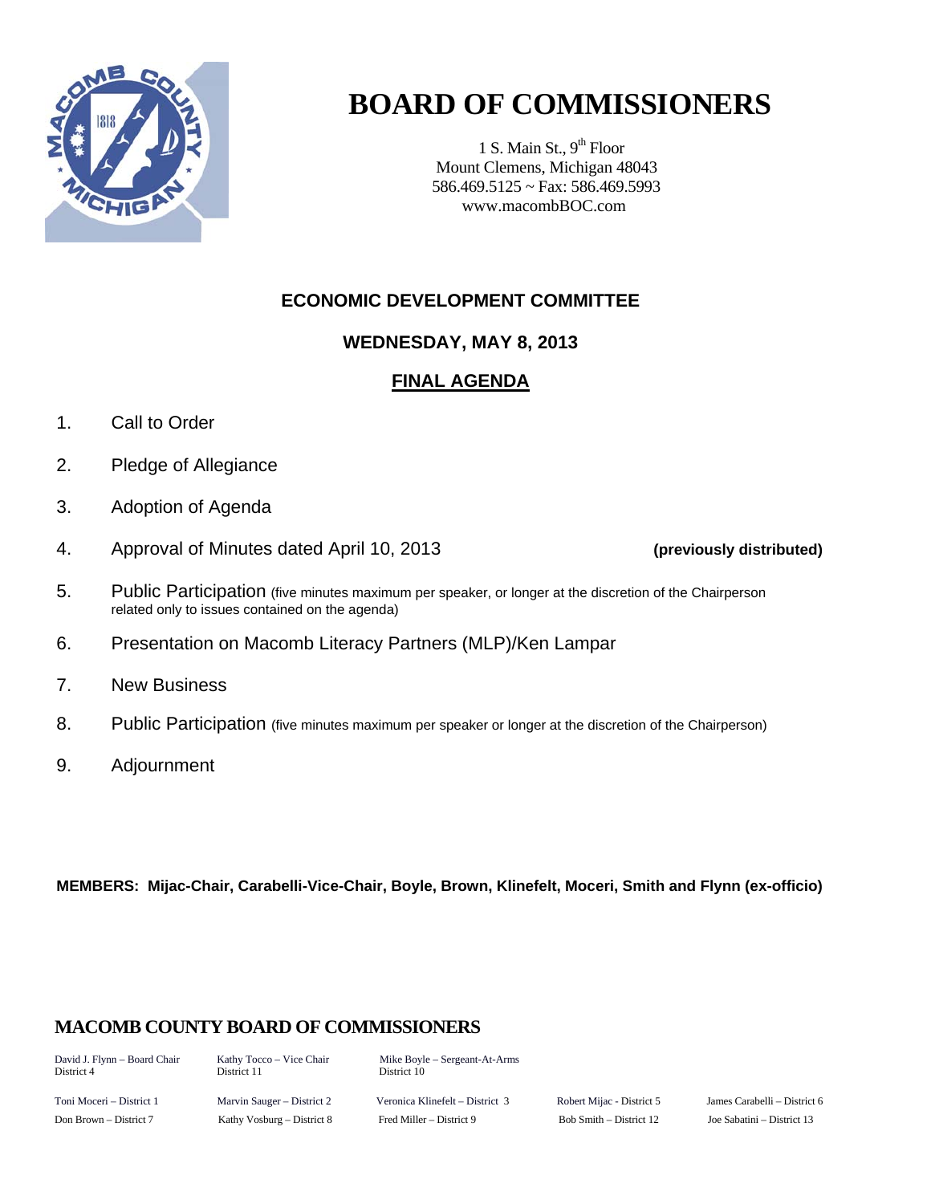# BOARD OF COMMISSIONERS

1 S. Main St., 9th Floor
Mount Clemens, Michigan 48043
586.469.5125 ~ Fax: 586.469.5993
www.macombBOC.com

## ECONOMIC DEVELOPMENT COMMITTEE

### WEDNESDAY, MAY 8, 2013

### FINAL AGENDA

1. Call to Order
2. Pledge of Allegiance
3. Adoption of Agenda
4. Approval of Minutes dated April 10, 2013 **(previously distributed)**
5. Public Participation (five minutes maximum per speaker, or longer at the discretion of the Chairperson related only to issues contained on the agenda)
6. Presentation on Macomb Literacy Partners (MLP)/Ken Lampar
7. New Business
8. Public Participation (five minutes maximum per speaker or longer at the discretion of the Chairperson)
9. Adjournment

**MEMBERS: Mijac-Chair, Carabelli-Vice-Chair, Boyle, Brown, Klinefelt, Moceri, Smith and Flynn (ex-officio)**

### MACOMB COUNTY BOARD OF COMMISSIONERS

| | | | | |
|---|---|---|---|---|
| David J. Flynn – Board Chair District 4 | Kathy Tocco – Vice Chair District 11 | Mike Boyle – Sergeant-At-Arms District 10 | | |
| Toni Moceri – District 1 | Marvin Sauger – District 2 | Veronica Klinefelt – District 3 | Robert Mijac - District 5 | James Carabelli – District 6 |
| Don Brown – District 7 | Kathy Vosburg – District 8 | Fred Miller – District 9 | Bob Smith – District 12 | Joe Sabatini – District 13 |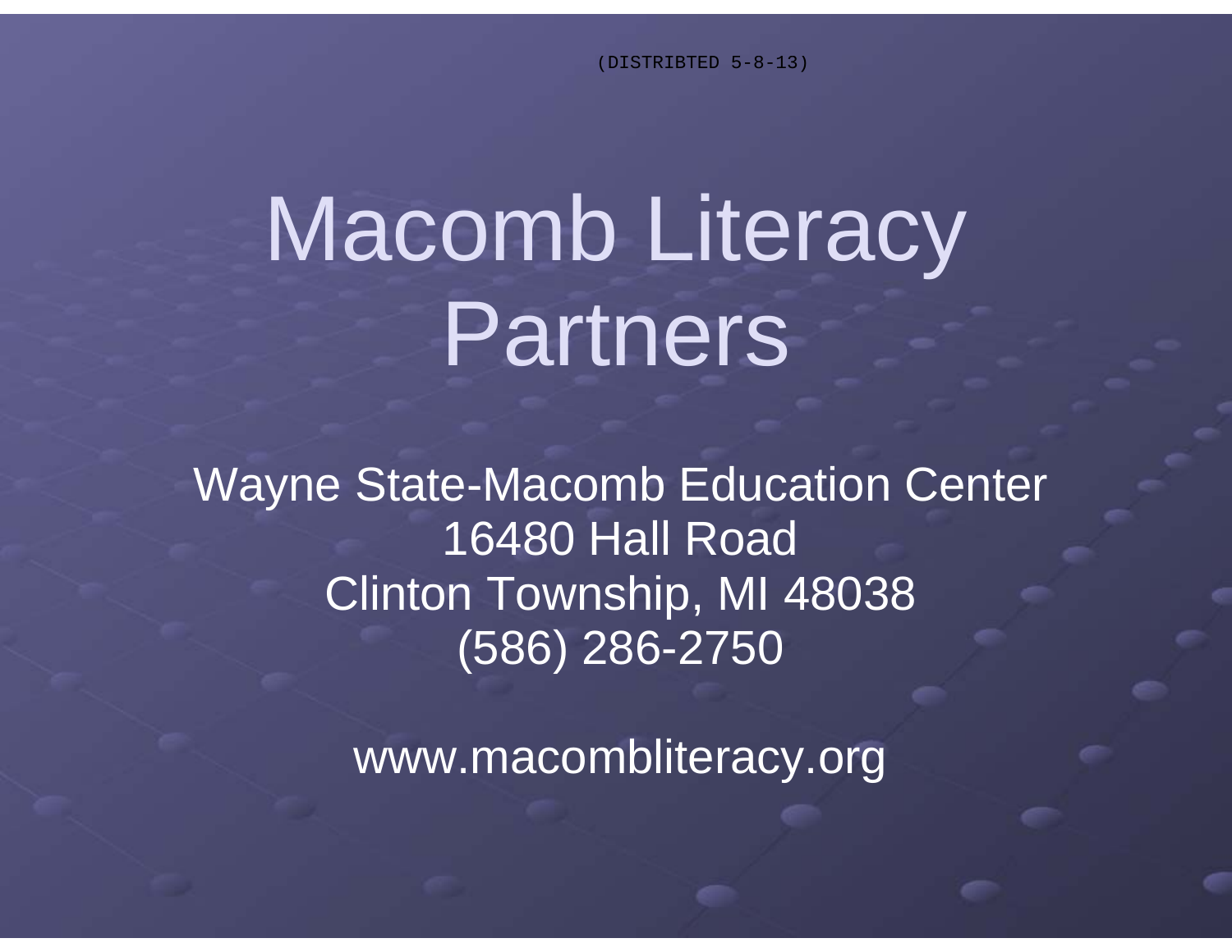(DISTRIBTED 5-8-13)

# Macomb Literacy Partners

Wayne State-Macomb Education Center
16480 Hall Road
Clinton Township, MI 48038
(586) 286-2750

www.macombliteracy.org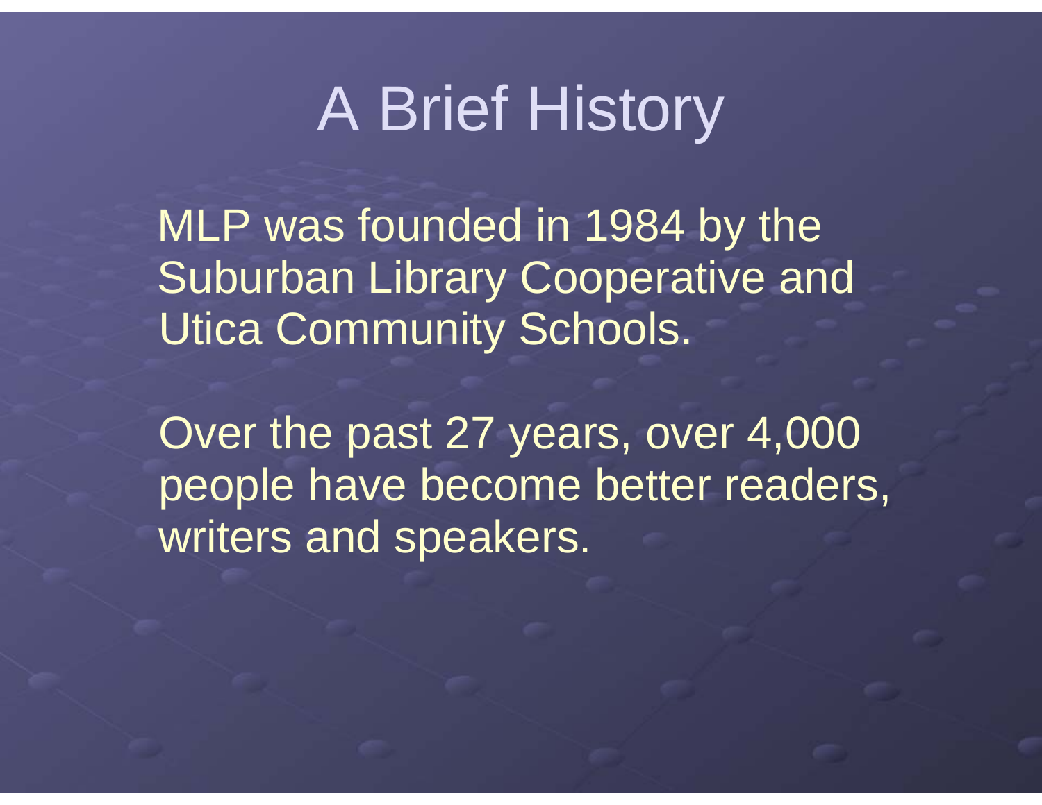# A Brief History

MLP was founded in 1984 by the Suburban Library Cooperative and Utica Community Schools.

Over the past 27 years, over 4,000 people have become better readers, writers and speakers.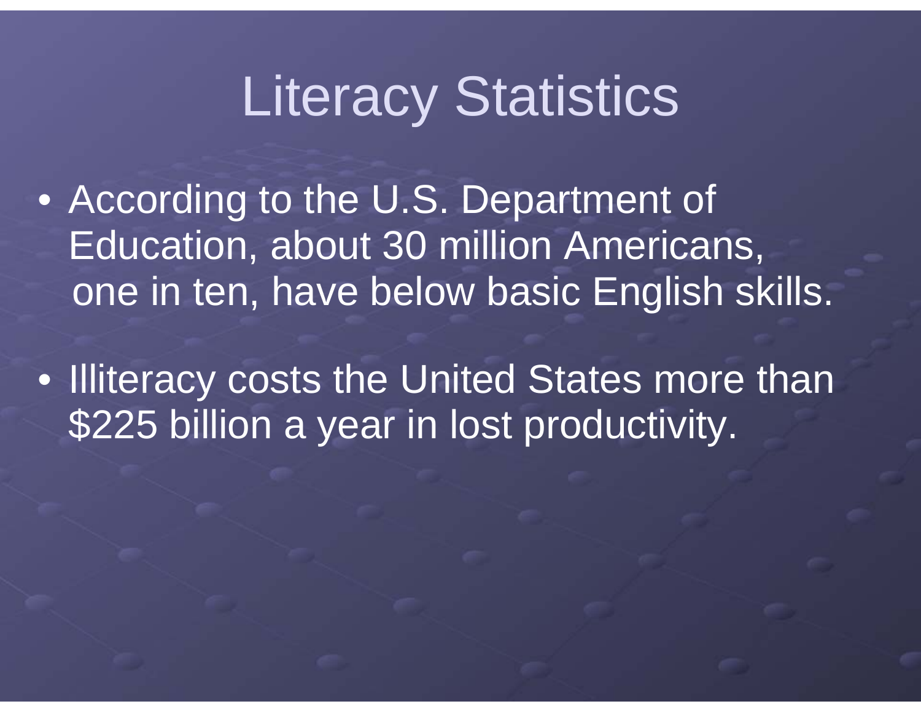# Literacy Statistics

- According to the U.S. Department of Education, about 30 million Americans, one in ten, have below basic English skills.
- Illiteracy costs the United States more than $225 billion a year in lost productivity.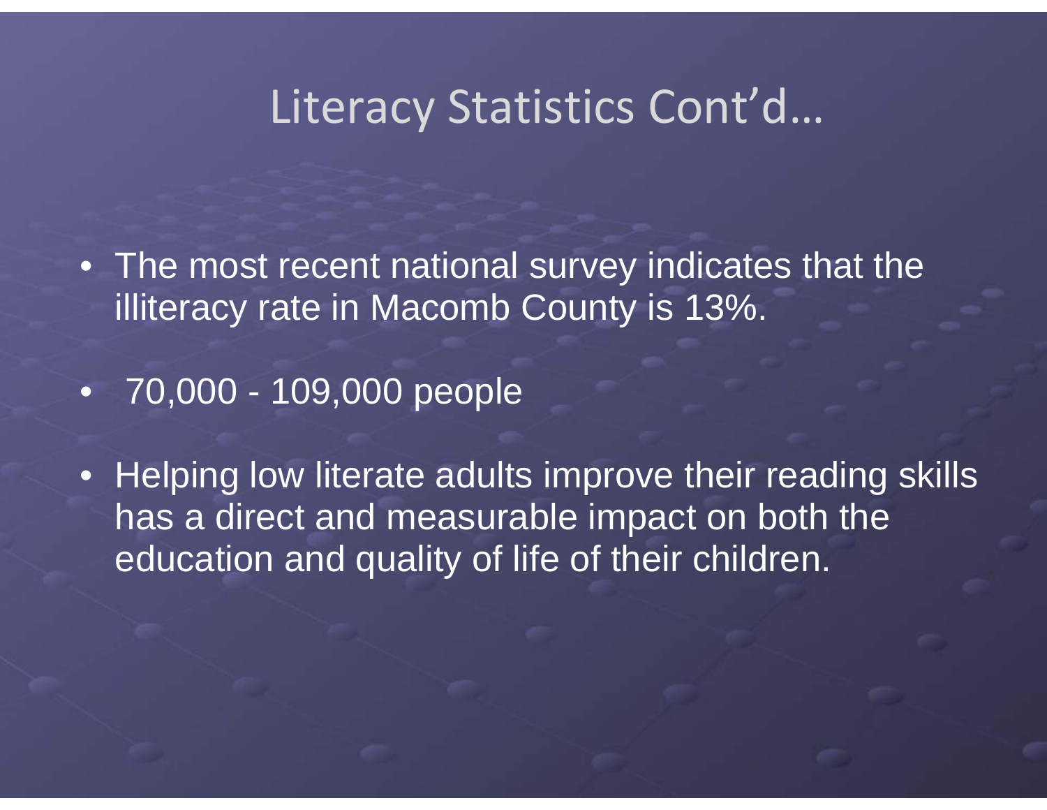# Literacy Statistics Cont'd…

- The most recent national survey indicates that the illiteracy rate in Macomb County is 13%.
- 70,000 - 109,000 people
- Helping low literate adults improve their reading skills has a direct and measurable impact on both the education and quality of life of their children.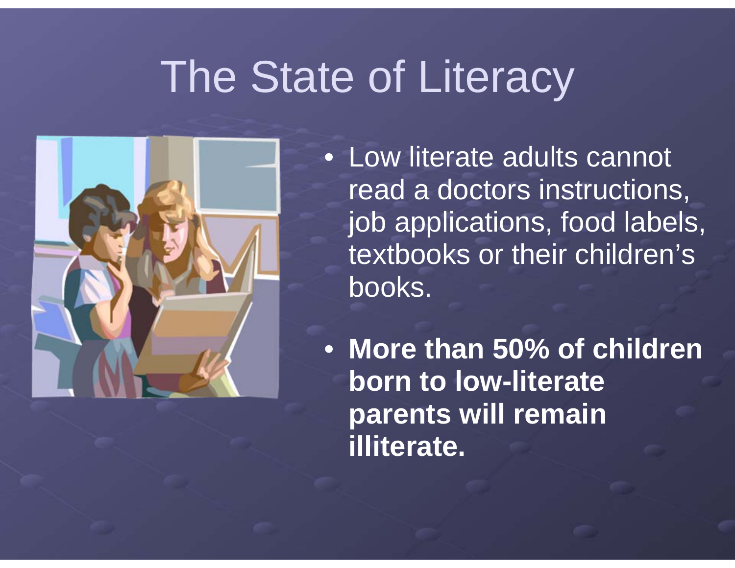# The State of Literacy

- Low literate adults cannot read a doctors instructions, job applications, food labels, textbooks or their children's books.
- **More than 50% of children born to low-literate parents will remain illiterate.**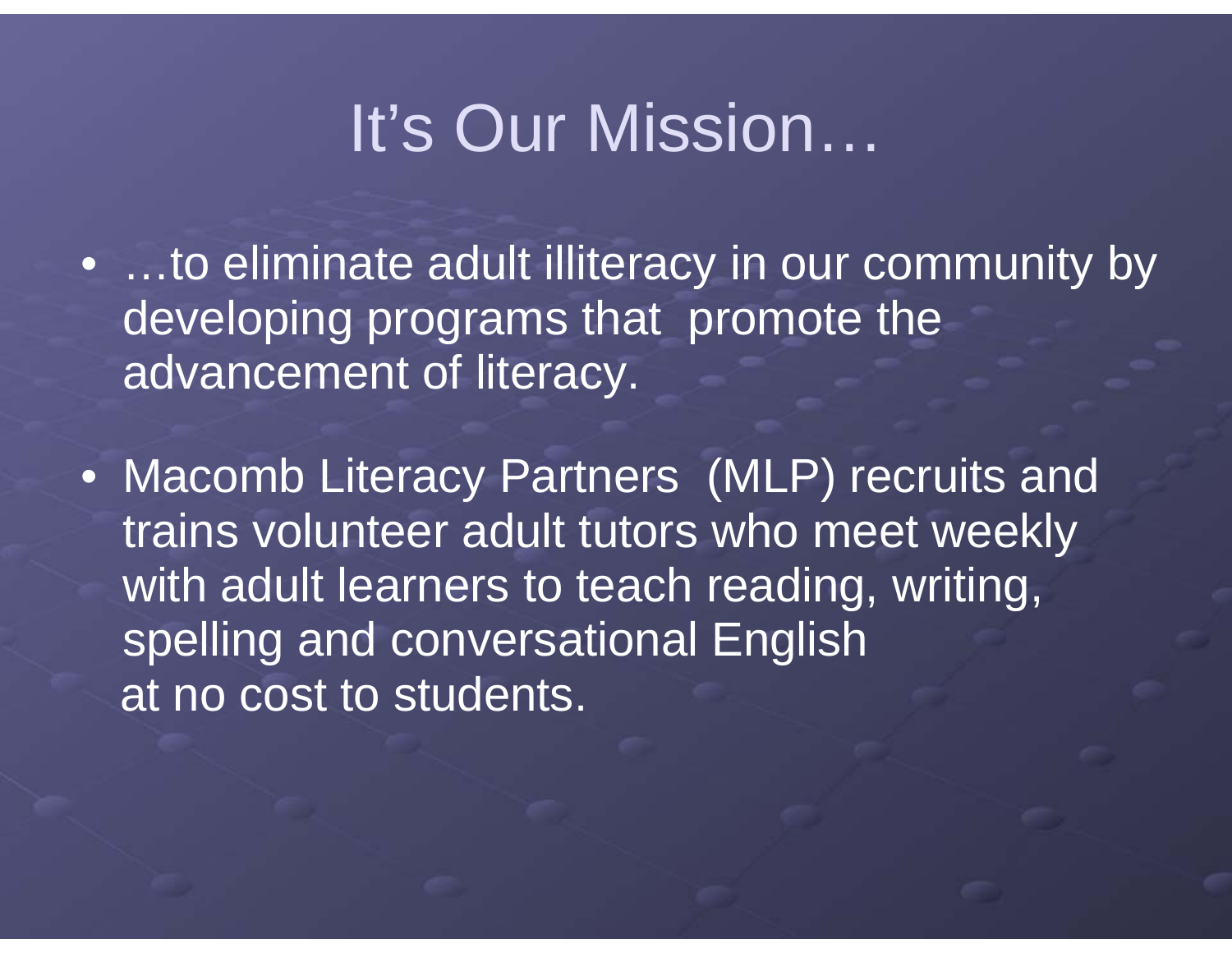# It's Our Mission…

- …to eliminate adult illiteracy in our community by developing programs that promote the advancement of literacy.
- Macomb Literacy Partners (MLP) recruits and trains volunteer adult tutors who meet weekly with adult learners to teach reading, writing, spelling and conversational English at no cost to students.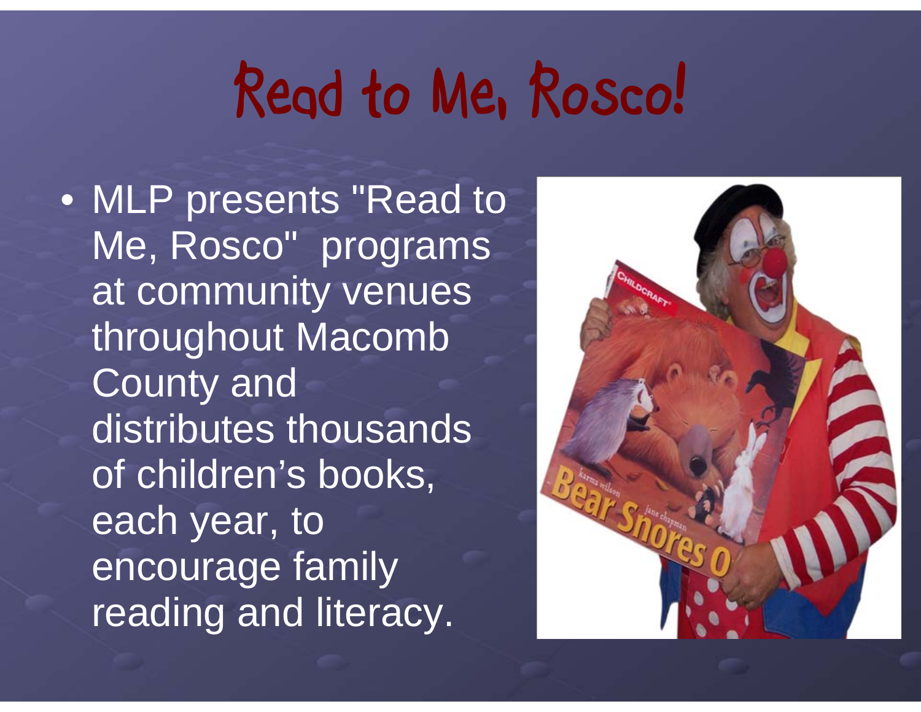# Read to Me, Rosco!

- MLP presents "Read to Me, Rosco" programs at community venues throughout Macomb County and distributes thousands of children's books, each year, to encourage family reading and literacy.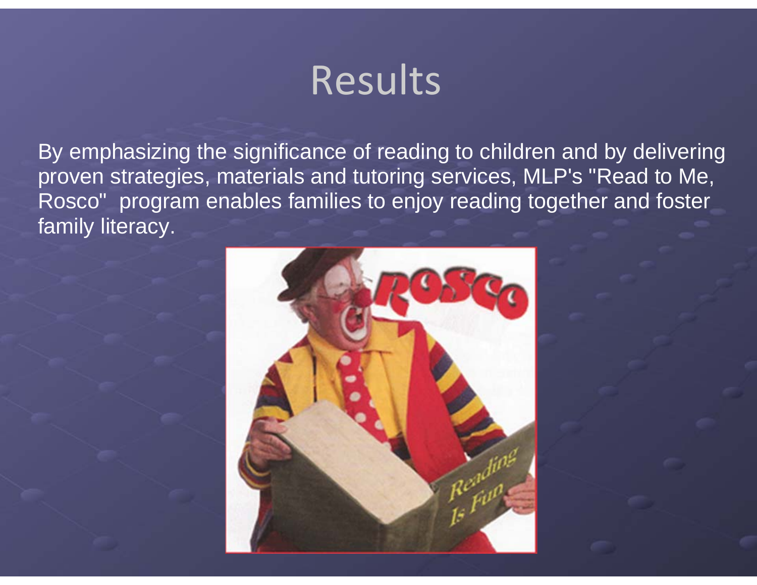# Results

By emphasizing the significance of reading to children and by delivering proven strategies, materials and tutoring services, MLP's "Read to Me, Rosco" program enables families to enjoy reading together and foster family literacy.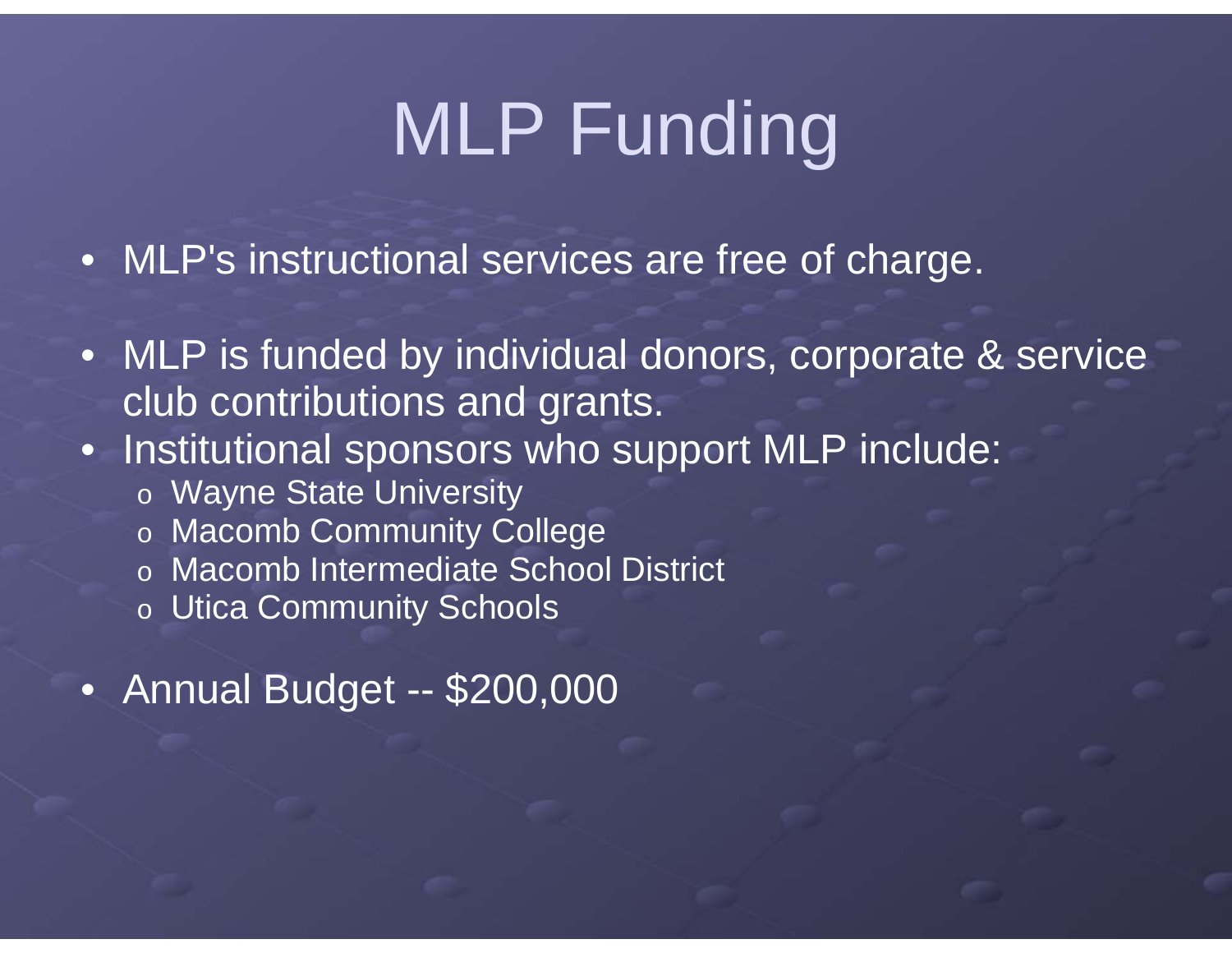# MLP Funding

- MLP's instructional services are free of charge.
- MLP is funded by individual donors, corporate & service club contributions and grants.
- Institutional sponsors who support MLP include:
  - Wayne State University
  - Macomb Community College
  - Macomb Intermediate School District
  - Utica Community Schools
- Annual Budget -- $200,000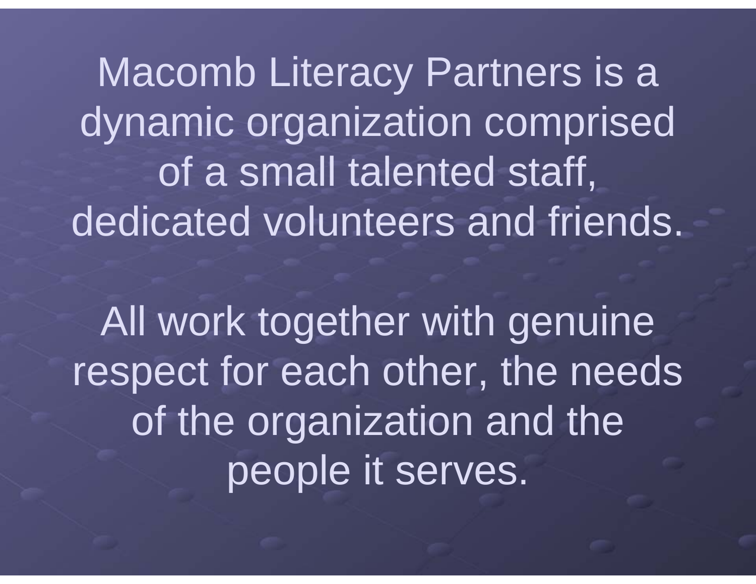Macomb Literacy Partners is a dynamic organization comprised of a small talented staff, dedicated volunteers and friends.

All work together with genuine respect for each other, the needs of the organization and the people it serves.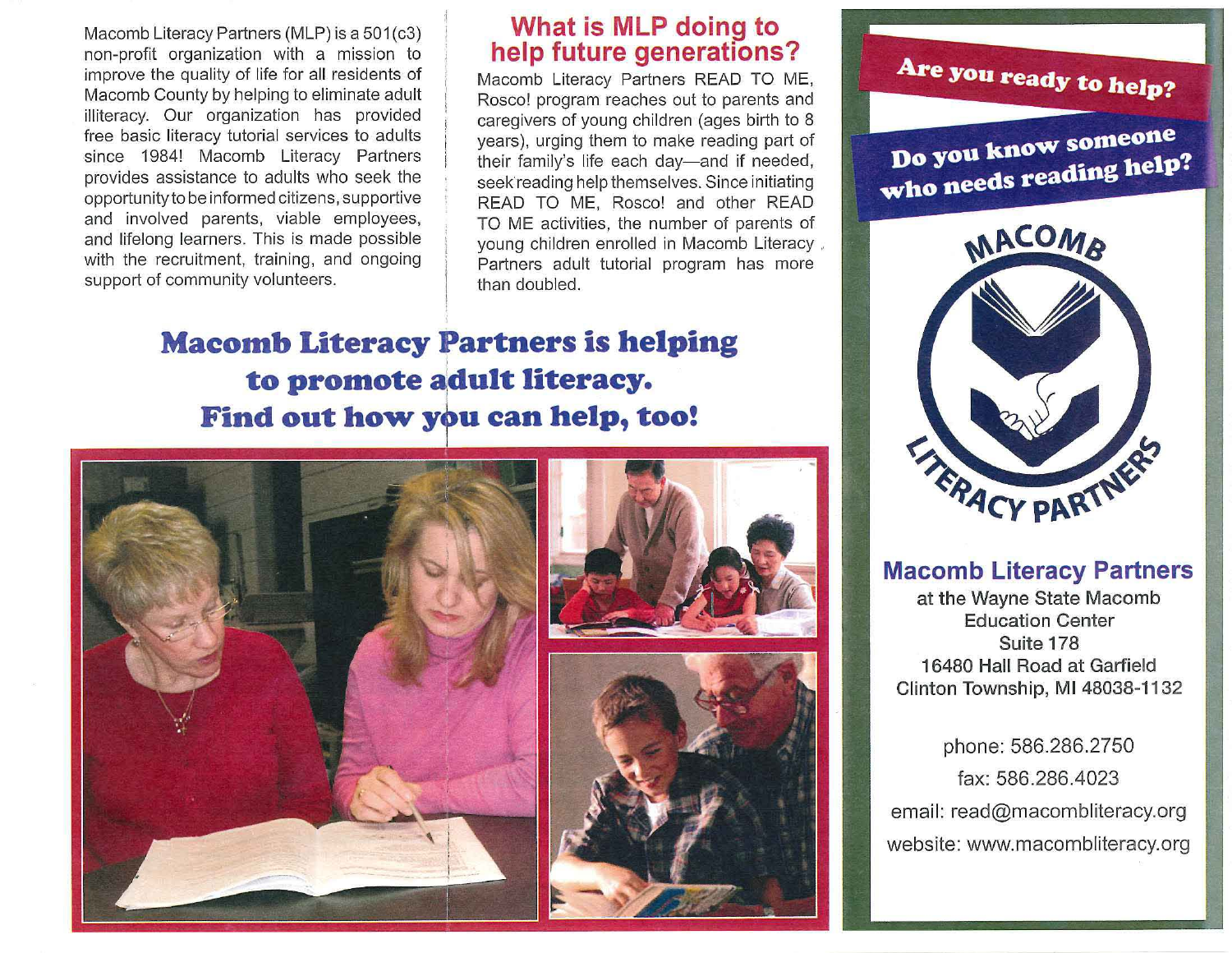Macomb Literacy Partners (MLP) is a 501(c3) non-profit organization with a mission to improve the quality of life for all residents of Macomb County by helping to eliminate adult illiteracy. Our organization has provided free basic literacy tutorial services to adults since 1984! Macomb Literacy Partners provides assistance to adults who seek the opportunity to be informed citizens, supportive and involved parents, viable employees, and lifelong learners. This is made possible with the recruitment, training, and ongoing support of community volunteers.

## What is MLP doing to help future generations?

Macomb Literacy Partners READ TO ME, Rosco! program reaches out to parents and caregivers of young children (ages birth to 8 years), urging them to make reading part of their family's life each day—and if needed, seek reading help themselves. Since initiating READ TO ME, Rosco! and other READ TO ME activities, the number of parents of young children enrolled in Macomb Literacy Partners adult tutorial program has more than doubled.

## Macomb Literacy Partners is helping to promote adult literacy. Find out how you can help, too!

**Are you ready to help?**

**Do you know someone who needs reading help?**

MACOMB LITERACY PARTNERS

### Macomb Literacy Partners

at the Wayne State Macomb Education Center
Suite 178
16480 Hall Road at Garfield
Clinton Township, MI 48038-1132

phone: 586.286.2750
fax: 586.286.4023
email: read@macombliteracy.org
website: www.macombliteracy.org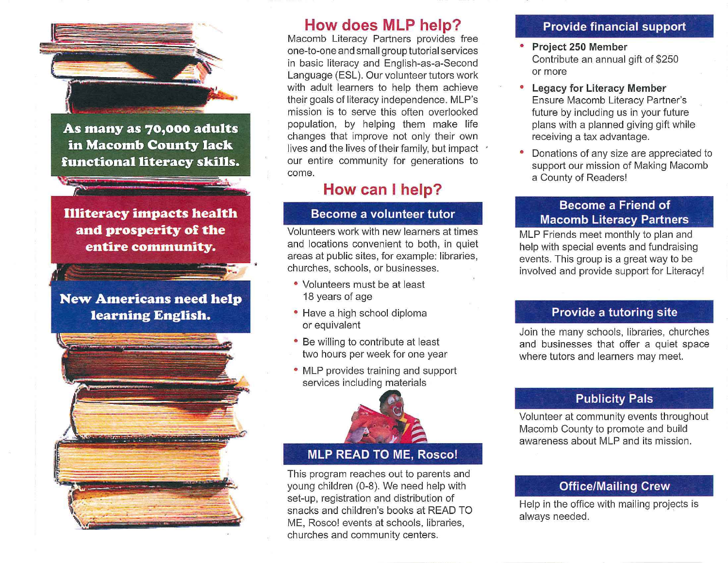**As many as 70,000 adults in Macomb County lack functional literacy skills.**

**Illiteracy impacts health and prosperity of the entire community.**

**New Americans need help learning English.**

## How does MLP help?

Macomb Literacy Partners provides free one-to-one and small group tutorial services in basic literacy and English-as-a-Second Language (ESL). Our volunteer tutors work with adult learners to help them achieve their goals of literacy independence. MLP's mission is to serve this often overlooked population, by helping them make life changes that improve not only their own lives and the lives of their family, but impact our entire community for generations to come.

## How can I help?

### Become a volunteer tutor

Volunteers work with new learners at times and locations convenient to both, in quiet areas at public sites, for example: libraries, churches, schools, or businesses.

- Volunteers must be at least 18 years of age
- Have a high school diploma or equivalent
- Be willing to contribute at least two hours per week for one year
- MLP provides training and support services including materials

### MLP READ TO ME, Rosco!

This program reaches out to parents and young children (0-8). We need help with set-up, registration and distribution of snacks and children's books at READ TO ME, Rosco! events at schools, libraries, churches and community centers.

### Provide financial support

- **Project 250 Member**
  Contribute an annual gift of $250 or more
- **Legacy for Literacy Member**
  Ensure Macomb Literacy Partner's future by including us in your future plans with a planned giving gift while receiving a tax advantage.
- Donations of any size are appreciated to support our mission of Making Macomb a County of Readers!

### Become a Friend of Macomb Literacy Partners

MLP Friends meet monthly to plan and help with special events and fundraising events. This group is a great way to be involved and provide support for Literacy!

### Provide a tutoring site

Join the many schools, libraries, churches and businesses that offer a quiet space where tutors and learners may meet.

### Publicity Pals

Volunteer at community events throughout Macomb County to promote and build awareness about MLP and its mission.

### Office/Mailing Crew

Help in the office with mailing projects is always needed.